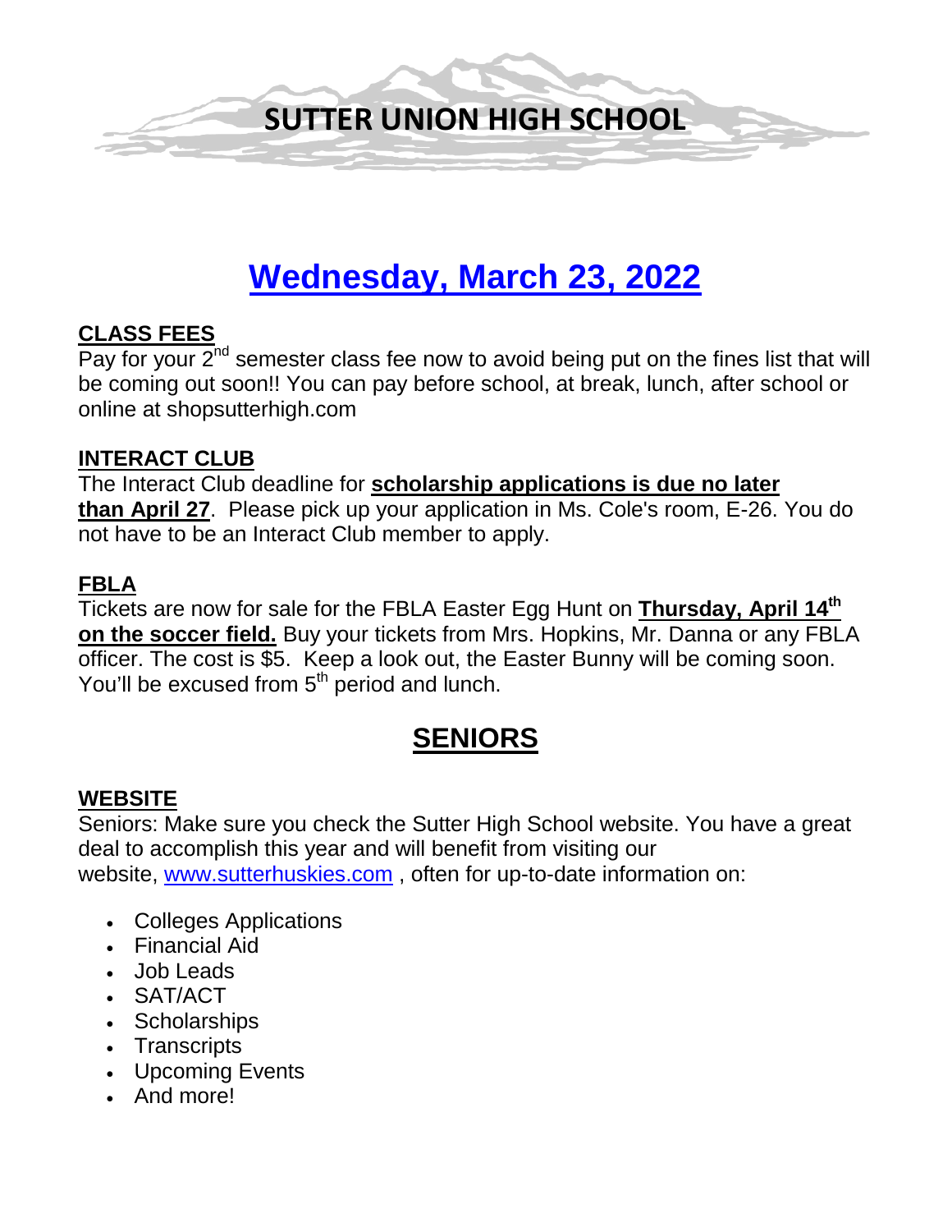# SUTTER UNION HIGH SCHOOL

## Wednesday, March 23, 2022

### CLASS FEES

Pay for your 2nd semester class fee now to avoid being put on the fines list that will be coming out soon!! You can pay before school, at break, lunch, after school or online at shopsutterhigh.com

### INTERACT CLUB

The Interact Club deadline for **scholarship applications is due no later than April 27**. Please pick up your application in Ms. Cole's room, E-26. You do not have to be an Interact Club member to apply.

### FBLA

Tickets are now for sale for the FBLA Easter Egg Hunt on **Thursday, April 14th on the soccer field.** Buy your tickets from Mrs. Hopkins, Mr. Danna or any FBLA officer. The cost is $5. Keep a look out, the Easter Bunny will be coming soon. You'll be excused from 5th period and lunch.

## SENIORS

### WEBSITE

Seniors: Make sure you check the Sutter High School website. You have a great deal to accomplish this year and will benefit from visiting our website, www.sutterhuskies.com , often for up-to-date information on:

- Colleges Applications
- Financial Aid
- Job Leads
- SAT/ACT
- Scholarships
- Transcripts
- Upcoming Events
- And more!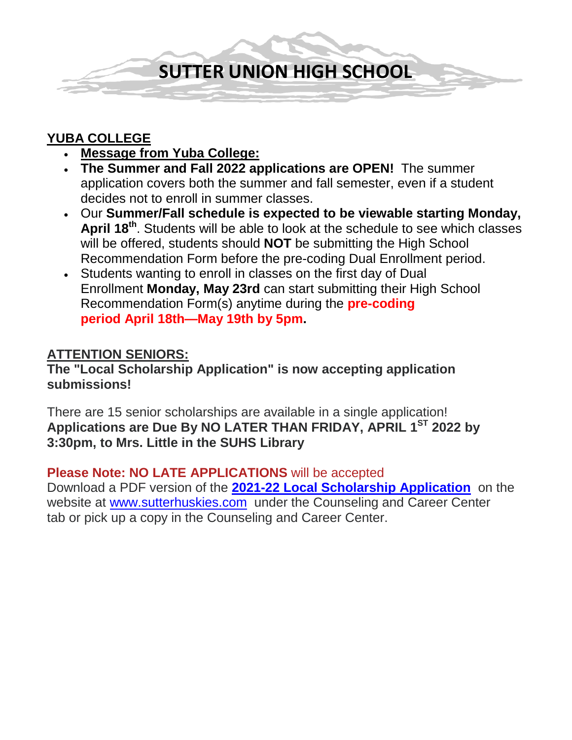# SUTTER UNION HIGH SCHOOL

## YUBA COLLEGE

- **Message from Yuba College:**
- **The Summer and Fall 2022 applications are OPEN!** The summer application covers both the summer and fall semester, even if a student decides not to enroll in summer classes.
- Our **Summer/Fall schedule is expected to be viewable starting Monday, April 18th**. Students will be able to look at the schedule to see which classes will be offered, students should **NOT** be submitting the High School Recommendation Form before the pre-coding Dual Enrollment period.
- Students wanting to enroll in classes on the first day of Dual Enrollment **Monday, May 23rd** can start submitting their High School Recommendation Form(s) anytime during the **pre-coding period April 18th—May 19th by 5pm.**

## ATTENTION SENIORS:

**The "Local Scholarship Application" is now accepting application submissions!**

There are 15 senior scholarships are available in a single application!
**Applications are Due By NO LATER THAN FRIDAY, APRIL 1ST 2022 by 3:30pm, to Mrs. Little in the SUHS Library**

**Please Note: NO LATE APPLICATIONS** will be accepted
Download a PDF version of the **2021-22 Local Scholarship Application** on the website at www.sutterhuskies.com under the Counseling and Career Center tab or pick up a copy in the Counseling and Career Center.